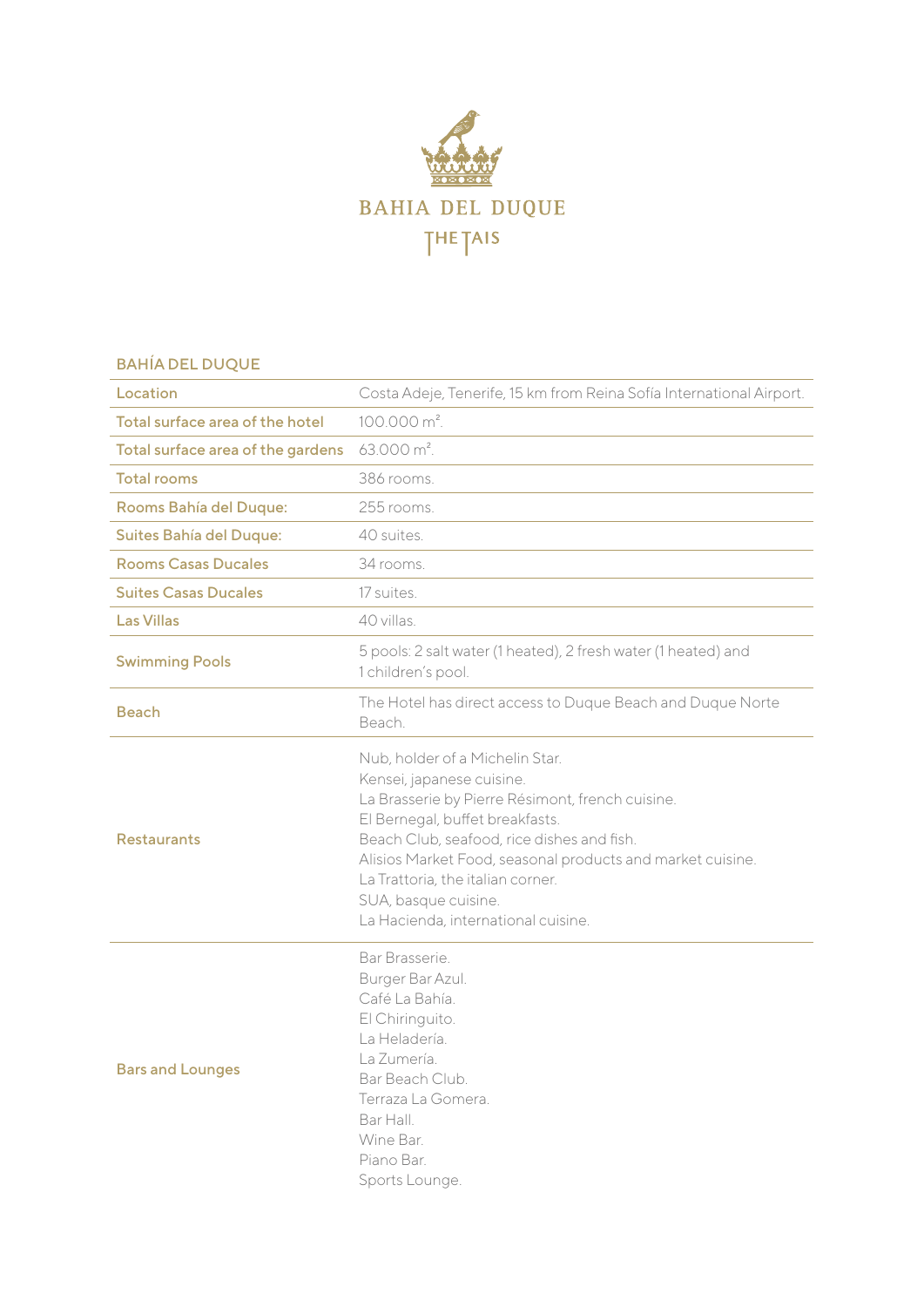BAHIA DEL DUQUE

THE TAIS

## BAHÍA DEL DUQUE

| | |
|---|---|
| Location | Costa Adeje, Tenerife, 15 km from Reina Sofía International Airport. |
| Total surface area of the hotel | 100.000 m². |
| Total surface area of the gardens | 63.000 m². |
| Total rooms | 386 rooms. |
| Rooms Bahía del Duque: | 255 rooms. |
| Suites Bahía del Duque: | 40 suites. |
| Rooms Casas Ducales | 34 rooms. |
| Suites Casas Ducales | 17 suites. |
| Las Villas | 40 villas. |
| Swimming Pools | 5 pools: 2 salt water (1 heated), 2 fresh water (1 heated) and 1 children's pool. |
| Beach | The Hotel has direct access to Duque Beach and Duque Norte Beach. |
| Restaurants | Nub, holder of a Michelin Star.<br>Kensei, japanese cuisine.<br>La Brasserie by Pierre Résimont, french cuisine.<br>El Bernegal, buffet breakfasts.<br>Beach Club, seafood, rice dishes and fish.<br>Alisios Market Food, seasonal products and market cuisine.<br>La Trattoria, the italian corner.<br>SUA, basque cuisine.<br>La Hacienda, international cuisine. |
| Bars and Lounges | Bar Brasserie.<br>Burger Bar Azul.<br>Café La Bahía.<br>El Chiringuito.<br>La Heladería.<br>La Zumería.<br>Bar Beach Club.<br>Terraza La Gomera.<br>Bar Hall.<br>Wine Bar.<br>Piano Bar.<br>Sports Lounge. |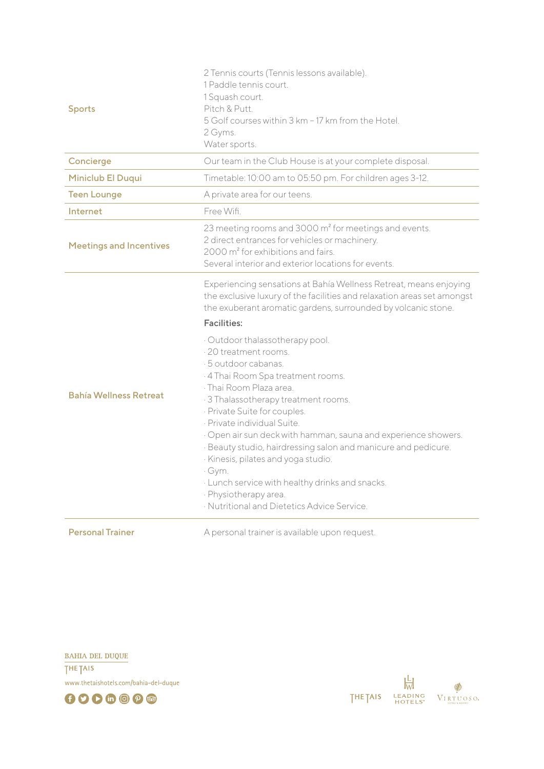| | |
|---|---|
| Sports | 2 Tennis courts (Tennis lessons available).<br>1 Paddle tennis court.<br>1 Squash court.<br>Pitch & Putt.<br>5 Golf courses within 3 km – 17 km from the Hotel.<br>2 Gyms.<br>Water sports. |
| Concierge | Our team in the Club House is at your complete disposal. |
| Miniclub El Duqui | Timetable: 10:00 am to 05:50 pm. For children ages 3-12. |
| Teen Lounge | A private area for our teens. |
| Internet | Free Wifi. |
| Meetings and Incentives | 23 meeting rooms and 3000 m² for meetings and events.<br>2 direct entrances for vehicles or machinery.<br>2000 m² for exhibitions and fairs.<br>Several interior and exterior locations for events. |
| Bahía Wellness Retreat | Experiencing sensations at Bahía Wellness Retreat, means enjoying the exclusive luxury of the facilities and relaxation areas set amongst the exuberant aromatic gardens, surrounded by volcanic stone.<br>**Facilities:**<br>· Outdoor thalassotherapy pool.<br>· 20 treatment rooms.<br>· 5 outdoor cabanas.<br>· 4 Thai Room Spa treatment rooms.<br>· Thai Room Plaza area.<br>· 3 Thalassotherapy treatment rooms.<br>· Private Suite for couples.<br>· Private individual Suite.<br>· Open air sun deck with hamman, sauna and experience showers.<br>· Beauty studio, hairdressing salon and manicure and pedicure.<br>· Kinesis, pilates and yoga studio.<br>· Gym.<br>· Lunch service with healthy drinks and snacks.<br>· Physiotherapy area.<br>· Nutritional and Dietetics Advice Service. |
| Personal Trainer | A personal trainer is available upon request. |

BAHIA DEL DUQUE

THE TAIS

www.thetaishotels.com/bahia-del-duque